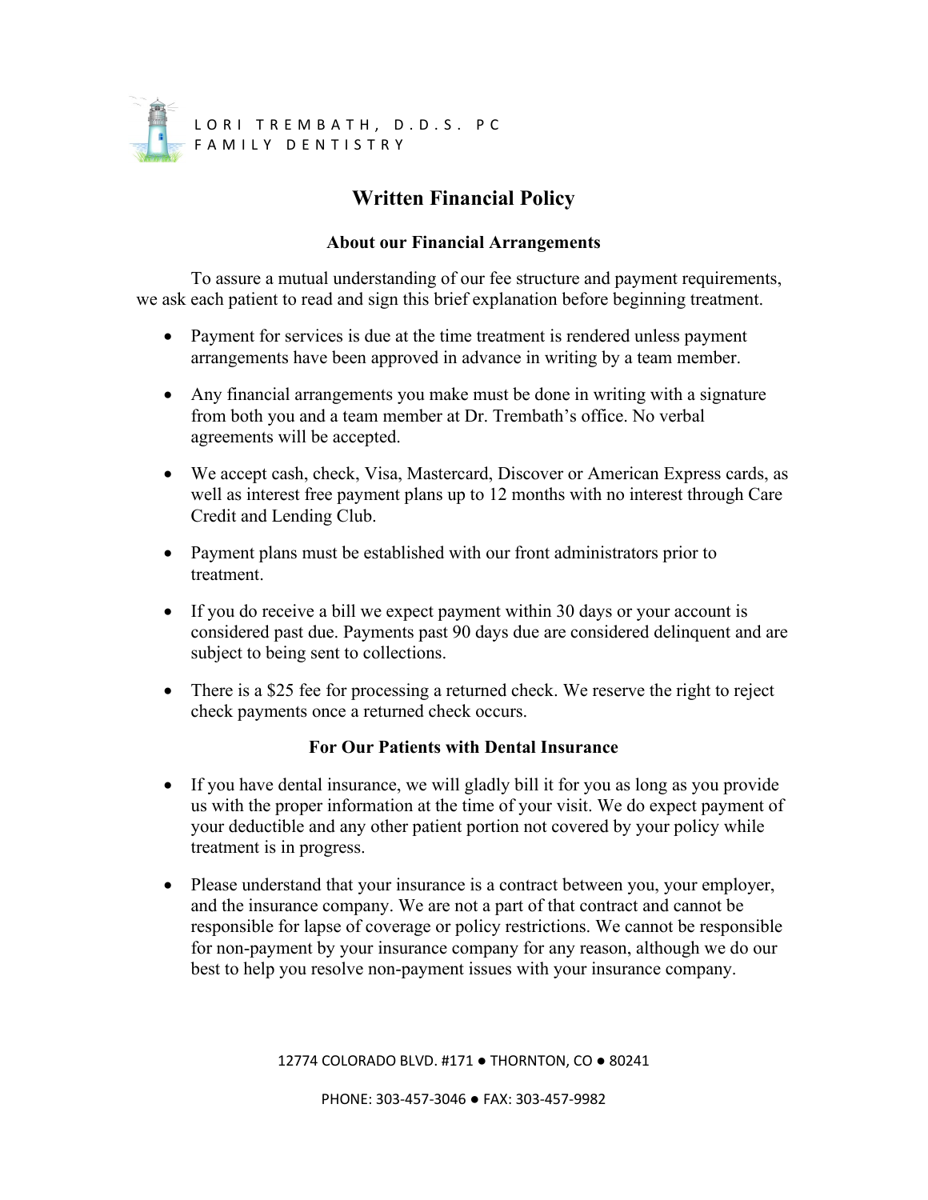LORI TREMBATH, D.D.S. PC
FAMILY DENTISTRY

# Written Financial Policy

## About our Financial Arrangements

To assure a mutual understanding of our fee structure and payment requirements, we ask each patient to read and sign this brief explanation before beginning treatment.

- Payment for services is due at the time treatment is rendered unless payment arrangements have been approved in advance in writing by a team member.
- Any financial arrangements you make must be done in writing with a signature from both you and a team member at Dr. Trembath's office. No verbal agreements will be accepted.
- We accept cash, check, Visa, Mastercard, Discover or American Express cards, as well as interest free payment plans up to 12 months with no interest through Care Credit and Lending Club.
- Payment plans must be established with our front administrators prior to treatment.
- If you do receive a bill we expect payment within 30 days or your account is considered past due. Payments past 90 days due are considered delinquent and are subject to being sent to collections.
- There is a $25 fee for processing a returned check. We reserve the right to reject check payments once a returned check occurs.

## For Our Patients with Dental Insurance

- If you have dental insurance, we will gladly bill it for you as long as you provide us with the proper information at the time of your visit. We do expect payment of your deductible and any other patient portion not covered by your policy while treatment is in progress.
- Please understand that your insurance is a contract between you, your employer, and the insurance company. We are not a part of that contract and cannot be responsible for lapse of coverage or policy restrictions. We cannot be responsible for non-payment by your insurance company for any reason, although we do our best to help you resolve non-payment issues with your insurance company.

12774 COLORADO BLVD. #171 ● THORNTON, CO ● 80241

PHONE: 303-457-3046 ● FAX: 303-457-9982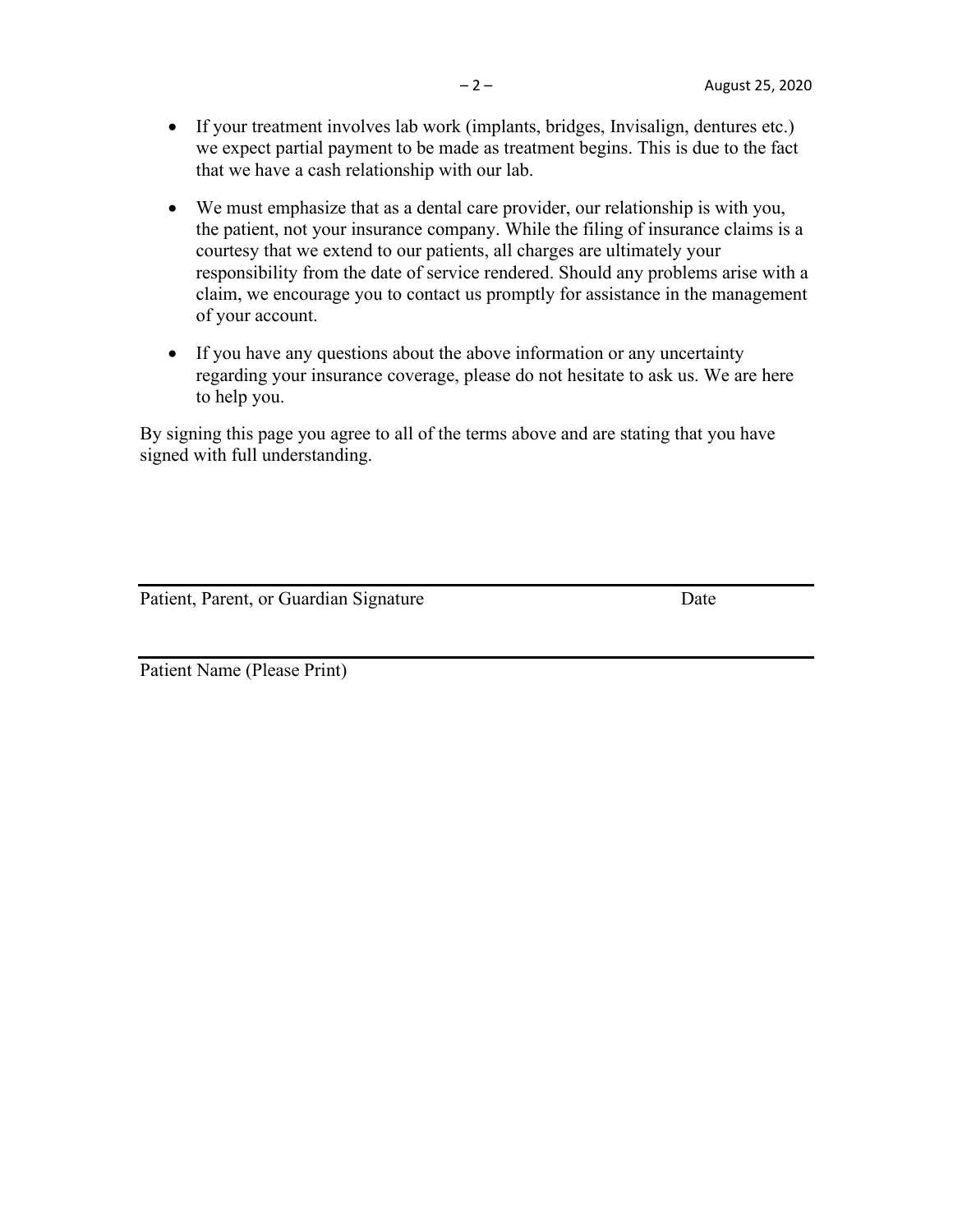- If your treatment involves lab work (implants, bridges, Invisalign, dentures etc.) we expect partial payment to be made as treatment begins. This is due to the fact that we have a cash relationship with our lab.

- We must emphasize that as a dental care provider, our relationship is with you, the patient, not your insurance company. While the filing of insurance claims is a courtesy that we extend to our patients, all charges are ultimately your responsibility from the date of service rendered. Should any problems arise with a claim, we encourage you to contact us promptly for assistance in the management of your account.

- If you have any questions about the above information or any uncertainty regarding your insurance coverage, please do not hesitate to ask us. We are here to help you.

By signing this page you agree to all of the terms above and are stating that you have signed with full understanding.

\_\_\_\_\_\_\_\_\_\_\_\_\_\_\_\_\_\_\_\_\_\_\_\_\_\_\_\_\_\_\_\_\_\_\_\_\_\_\_\_\_\_\_\_\_\_\_\_\_\_\_\_\_\_\_\_

Patient, Parent, or Guardian Signature Date

\_\_\_\_\_\_\_\_\_\_\_\_\_\_\_\_\_\_\_\_\_\_\_\_\_\_\_\_\_\_\_\_\_\_\_\_\_\_\_\_\_\_\_\_\_\_\_\_\_\_\_\_\_\_\_\_

Patient Name (Please Print)